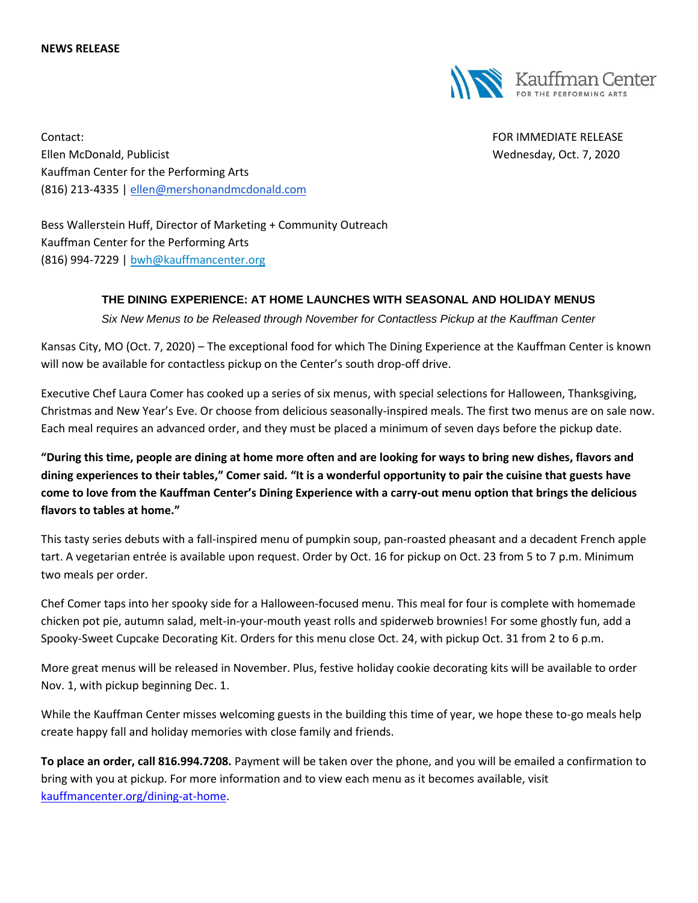**NEWS RELEASE**

Kauffman Center FOR THE PERFORMING ARTS

Contact:
Ellen McDonald, Publicist
Kauffman Center for the Performing Arts
(816) 213-4335 | [ellen@mershonandmcdonald.com](mailto:ellen@mershonandmcdonald.com)

FOR IMMEDIATE RELEASE
Wednesday, Oct. 7, 2020

Bess Wallerstein Huff, Director of Marketing + Community Outreach
Kauffman Center for the Performing Arts
(816) 994-7229 | [bwh@kauffmancenter.org](mailto:bwh@kauffmancenter.org)

## THE DINING EXPERIENCE: AT HOME LAUNCHES WITH SEASONAL AND HOLIDAY MENUS

*Six New Menus to be Released through November for Contactless Pickup at the Kauffman Center*

Kansas City, MO (Oct. 7, 2020) – The exceptional food for which The Dining Experience at the Kauffman Center is known will now be available for contactless pickup on the Center's south drop-off drive.

Executive Chef Laura Comer has cooked up a series of six menus, with special selections for Halloween, Thanksgiving, Christmas and New Year's Eve. Or choose from delicious seasonally-inspired meals. The first two menus are on sale now. Each meal requires an advanced order, and they must be placed a minimum of seven days before the pickup date.

**"During this time, people are dining at home more often and are looking for ways to bring new dishes, flavors and dining experiences to their tables," Comer said. "It is a wonderful opportunity to pair the cuisine that guests have come to love from the Kauffman Center's Dining Experience with a carry-out menu option that brings the delicious flavors to tables at home."**

This tasty series debuts with a fall-inspired menu of pumpkin soup, pan-roasted pheasant and a decadent French apple tart. A vegetarian entrée is available upon request. Order by Oct. 16 for pickup on Oct. 23 from 5 to 7 p.m. Minimum two meals per order.

Chef Comer taps into her spooky side for a Halloween-focused menu. This meal for four is complete with homemade chicken pot pie, autumn salad, melt-in-your-mouth yeast rolls and spiderweb brownies! For some ghostly fun, add a Spooky-Sweet Cupcake Decorating Kit. Orders for this menu close Oct. 24, with pickup Oct. 31 from 2 to 6 p.m.

More great menus will be released in November. Plus, festive holiday cookie decorating kits will be available to order Nov. 1, with pickup beginning Dec. 1.

While the Kauffman Center misses welcoming guests in the building this time of year, we hope these to-go meals help create happy fall and holiday memories with close family and friends.

**To place an order, call 816.994.7208.** Payment will be taken over the phone, and you will be emailed a confirmation to bring with you at pickup. For more information and to view each menu as it becomes available, visit [kauffmancenter.org/dining-at-home](https://kauffmancenter.org/dining-at-home).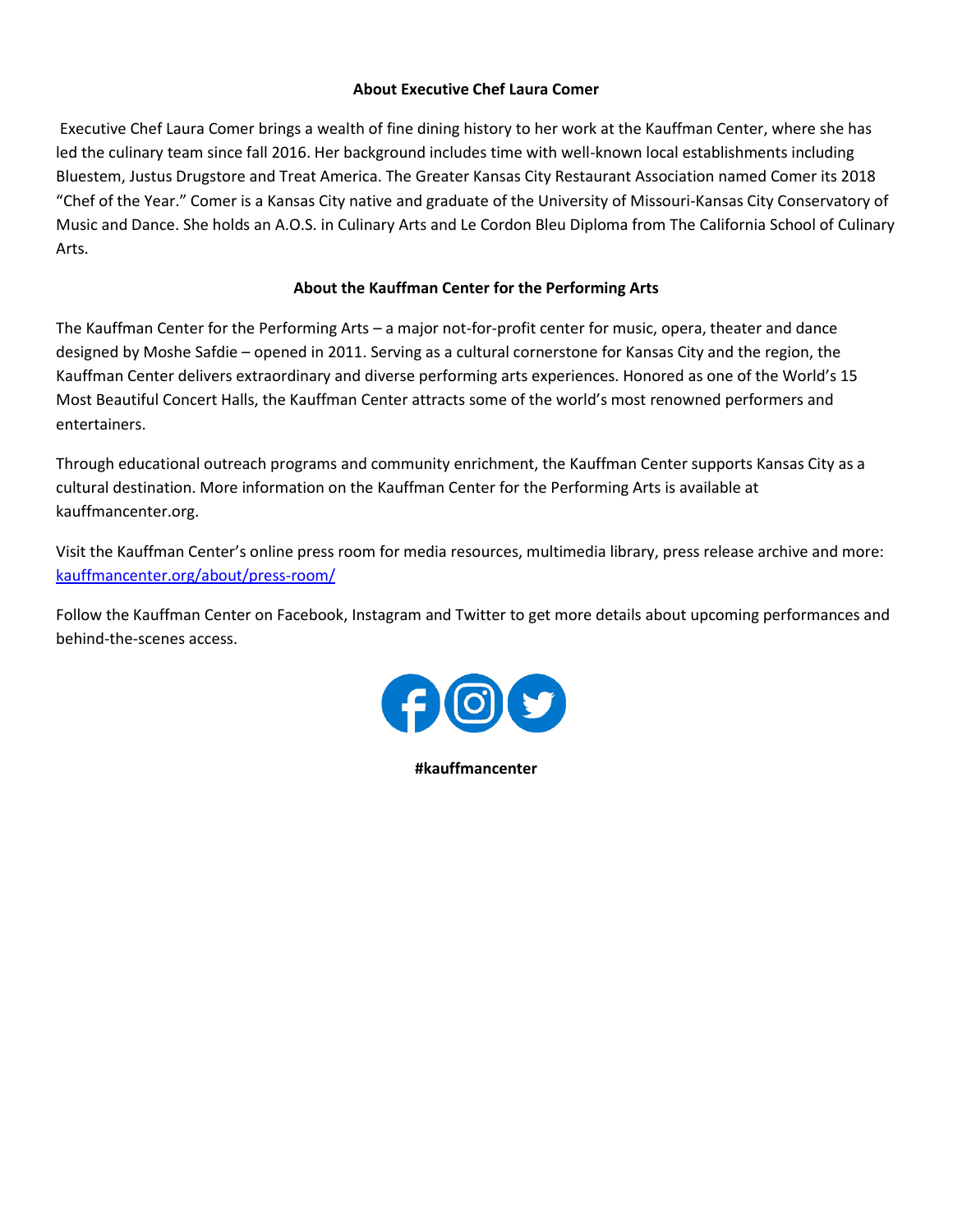**About Executive Chef Laura Comer**

Executive Chef Laura Comer brings a wealth of fine dining history to her work at the Kauffman Center, where she has led the culinary team since fall 2016. Her background includes time with well-known local establishments including Bluestem, Justus Drugstore and Treat America. The Greater Kansas City Restaurant Association named Comer its 2018 "Chef of the Year." Comer is a Kansas City native and graduate of the University of Missouri-Kansas City Conservatory of Music and Dance. She holds an A.O.S. in Culinary Arts and Le Cordon Bleu Diploma from The California School of Culinary Arts.

**About the Kauffman Center for the Performing Arts**

The Kauffman Center for the Performing Arts – a major not-for-profit center for music, opera, theater and dance designed by Moshe Safdie – opened in 2011. Serving as a cultural cornerstone for Kansas City and the region, the Kauffman Center delivers extraordinary and diverse performing arts experiences. Honored as one of the World's 15 Most Beautiful Concert Halls, the Kauffman Center attracts some of the world's most renowned performers and entertainers.

Through educational outreach programs and community enrichment, the Kauffman Center supports Kansas City as a cultural destination. More information on the Kauffman Center for the Performing Arts is available at kauffmancenter.org.

Visit the Kauffman Center's online press room for media resources, multimedia library, press release archive and more: [kauffmancenter.org/about/press-room/](kauffmancenter.org/about/press-room/)

Follow the Kauffman Center on Facebook, Instagram and Twitter to get more details about upcoming performances and behind-the-scenes access.

**#kauffmancenter**